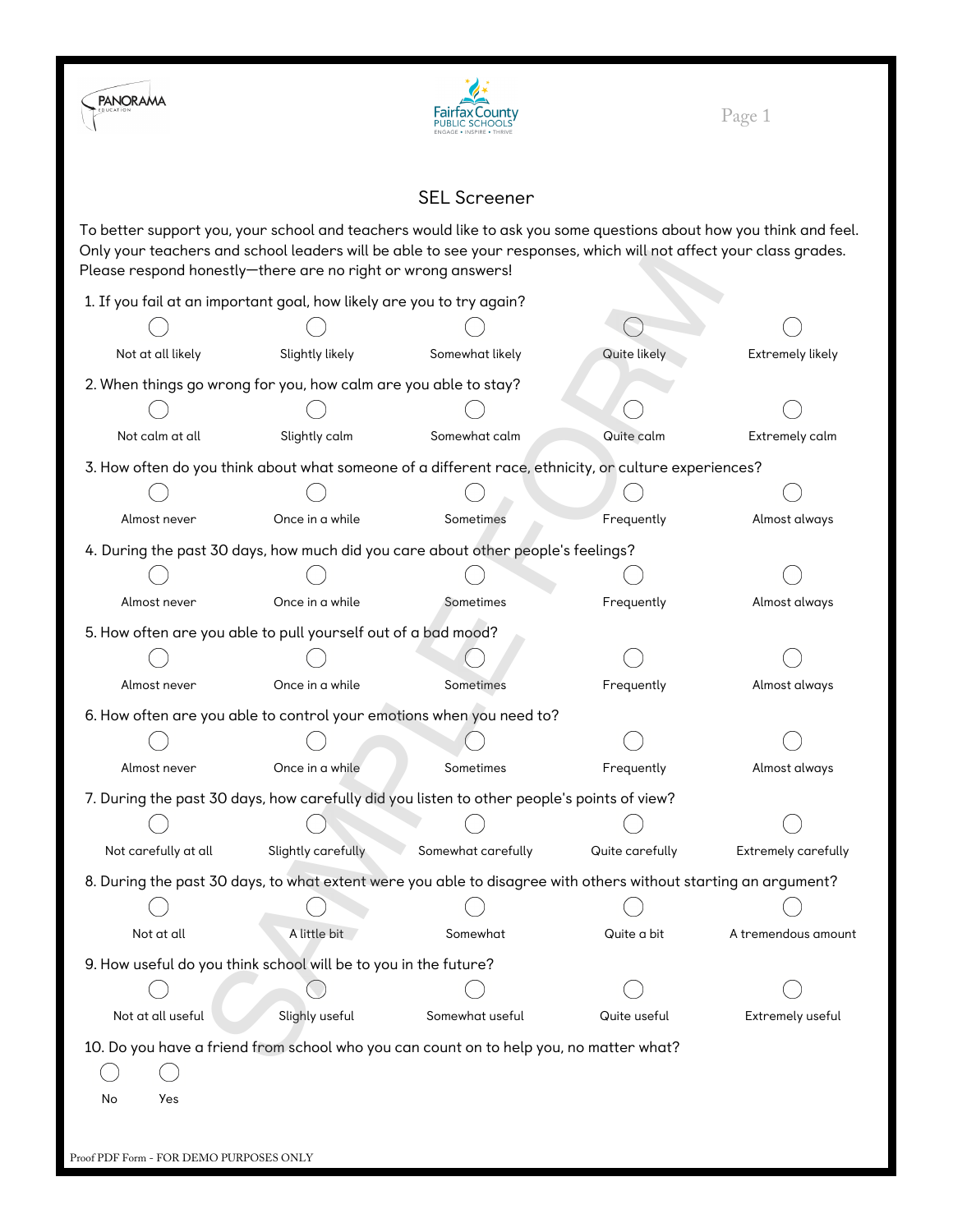## SEL Screener

To better support you, your school and teachers would like to ask you some questions about how you think and feel. Only your teachers and school leaders will be able to see your responses, which will not affect your class grades. Please respond honestly—there are no right or wrong answers!

1. If you fail at an important goal, how likely are you to try again?

   ○ Not at all likely ○ Slightly likely ○ Somewhat likely ○ Quite likely ○ Extremely likely

2. When things go wrong for you, how calm are you able to stay?

   ○ Not calm at all ○ Slightly calm ○ Somewhat calm ○ Quite calm ○ Extremely calm

3. How often do you think about what someone of a different race, ethnicity, or culture experiences?

   ○ Almost never ○ Once in a while ○ Sometimes ○ Frequently ○ Almost always

4. During the past 30 days, how much did you care about other people's feelings?

   ○ Almost never ○ Once in a while ○ Sometimes ○ Frequently ○ Almost always

5. How often are you able to pull yourself out of a bad mood?

   ○ Almost never ○ Once in a while ○ Sometimes ○ Frequently ○ Almost always

6. How often are you able to control your emotions when you need to?

   ○ Almost never ○ Once in a while ○ Sometimes ○ Frequently ○ Almost always

7. During the past 30 days, how carefully did you listen to other people's points of view?

   ○ Not carefully at all ○ Slightly carefully ○ Somewhat carefully ○ Quite carefully ○ Extremely carefully

8. During the past 30 days, to what extent were you able to disagree with others without starting an argument?

   ○ Not at all ○ A little bit ○ Somewhat ○ Quite a bit ○ A tremendous amount

9. How useful do you think school will be to you in the future?

   ○ Not at all useful ○ Slighly useful ○ Somewhat useful ○ Quite useful ○ Extremely useful

10. Do you have a friend from school who you can count on to help you, no matter what?

    ○ No ○ Yes

Proof PDF Form - FOR DEMO PURPOSES ONLY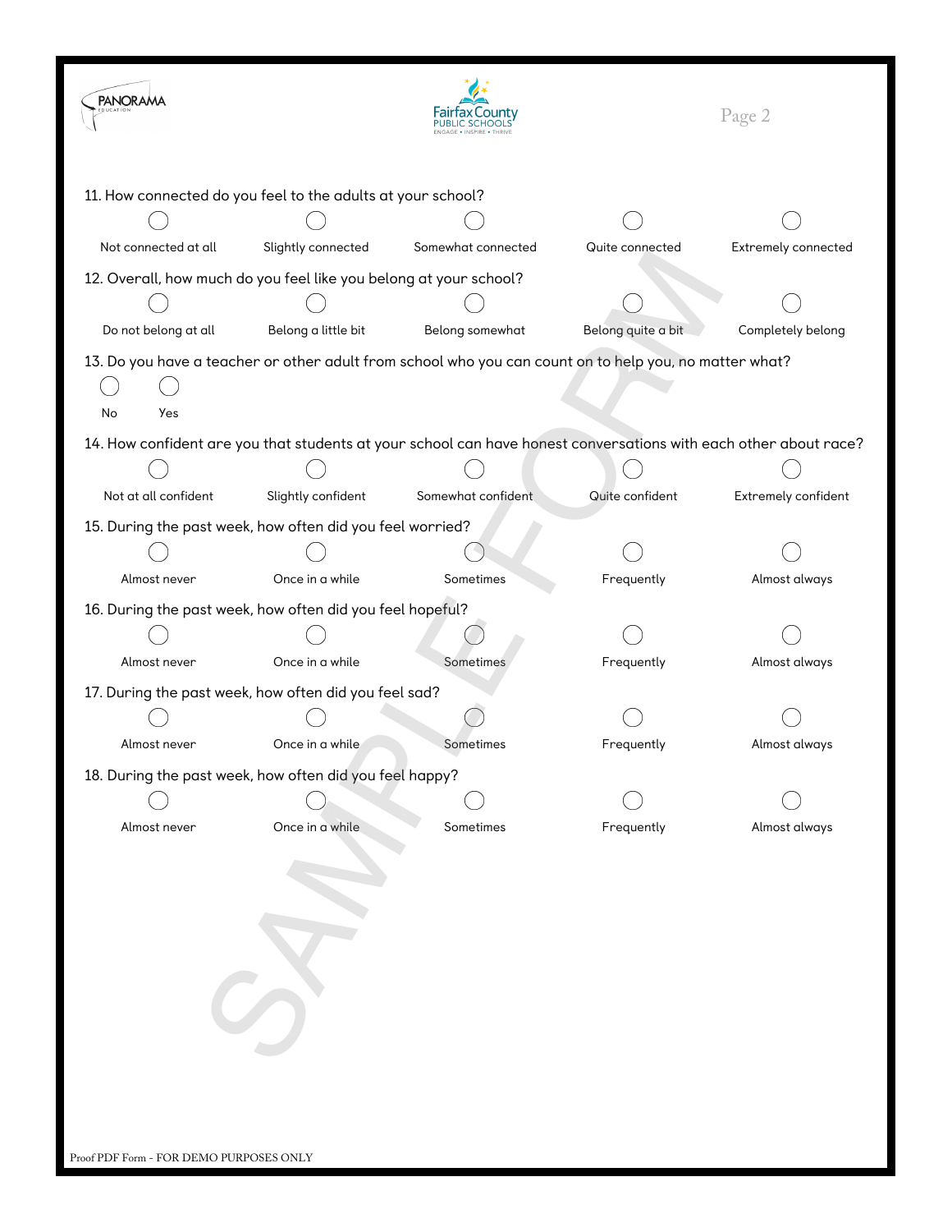11. How connected do you feel to the adults at your school?

- ◯ Not connected at all
- ◯ Slightly connected
- ◯ Somewhat connected
- ◯ Quite connected
- ◯ Extremely connected

12. Overall, how much do you feel like you belong at your school?

- ◯ Do not belong at all
- ◯ Belong a little bit
- ◯ Belong somewhat
- ◯ Belong quite a bit
- ◯ Completely belong

13. Do you have a teacher or other adult from school who you can count on to help you, no matter what?

- ◯ No
- ◯ Yes

14. How confident are you that students at your school can have honest conversations with each other about race?

- ◯ Not at all confident
- ◯ Slightly confident
- ◯ Somewhat confident
- ◯ Quite confident
- ◯ Extremely confident

15. During the past week, how often did you feel worried?

- ◯ Almost never
- ◯ Once in a while
- ◯ Sometimes
- ◯ Frequently
- ◯ Almost always

16. During the past week, how often did you feel hopeful?

- ◯ Almost never
- ◯ Once in a while
- ◯ Sometimes
- ◯ Frequently
- ◯ Almost always

17. During the past week, how often did you feel sad?

- ◯ Almost never
- ◯ Once in a while
- ◯ Sometimes
- ◯ Frequently
- ◯ Almost always

18. During the past week, how often did you feel happy?

- ◯ Almost never
- ◯ Once in a while
- ◯ Sometimes
- ◯ Frequently
- ◯ Almost always

SAMPLE FORM

Proof PDF Form - FOR DEMO PURPOSES ONLY